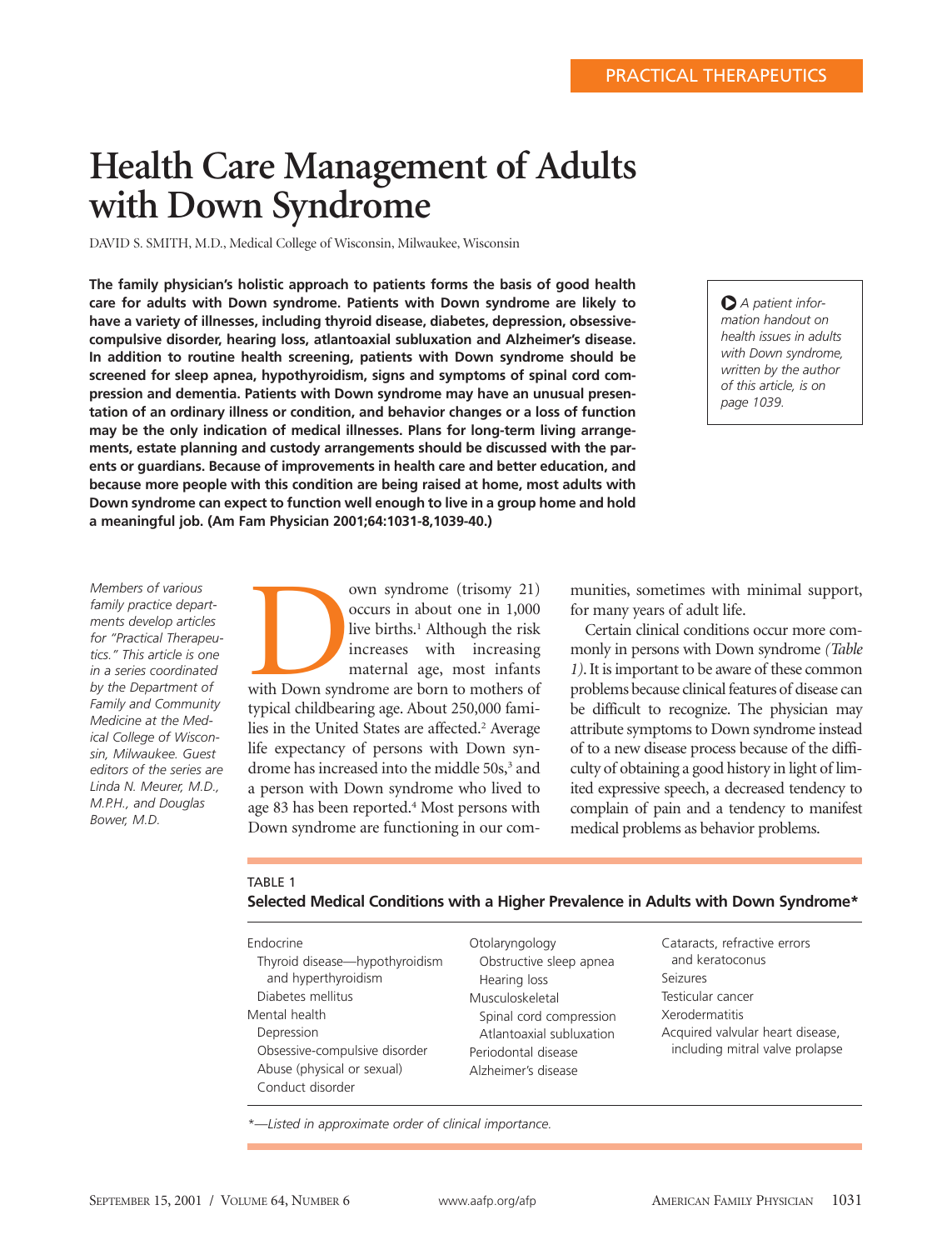PRACTICAL THERAPEUTICS

# Health Care Management of Adults with Down Syndrome

DAVID S. SMITH, M.D., Medical College of Wisconsin, Milwaukee, Wisconsin

**The family physician's holistic approach to patients forms the basis of good health care for adults with Down syndrome. Patients with Down syndrome are likely to have a variety of illnesses, including thyroid disease, diabetes, depression, obsessive-compulsive disorder, hearing loss, atlantoaxial subluxation and Alzheimer's disease. In addition to routine health screening, patients with Down syndrome should be screened for sleep apnea, hypothyroidism, signs and symptoms of spinal cord compression and dementia. Patients with Down syndrome may have an unusual presentation of an ordinary illness or condition, and behavior changes or a loss of function may be the only indication of medical illnesses. Plans for long-term living arrangements, estate planning and custody arrangements should be discussed with the parents or guardians. Because of improvements in health care and better education, and because more people with this condition are being raised at home, most adults with Down syndrome can expect to function well enough to live in a group home and hold a meaningful job. (Am Fam Physician 2001;64:1031-8,1039-40.)**

*A patient information handout on health issues in adults with Down syndrome, written by the author of this article, is on page 1039.*

*Members of various family practice departments develop articles for "Practical Therapeutics." This article is one in a series coordinated by the Department of Family and Community Medicine at the Medical College of Wisconsin, Milwaukee. Guest editors of the series are Linda N. Meurer, M.D., M.P.H., and Douglas Bower, M.D.*

Down syndrome (trisomy 21) occurs in about one in 1,000 live births.[1] Although the risk increases with increasing maternal age, most infants with Down syndrome are born to mothers of typical childbearing age. About 250,000 families in the United States are affected.[2] Average life expectancy of persons with Down syndrome has increased into the middle 50s,[3] and a person with Down syndrome who lived to age 83 has been reported.[4] Most persons with Down syndrome are functioning in our communities, sometimes with minimal support, for many years of adult life.

Certain clinical conditions occur more commonly in persons with Down syndrome *(Table 1)*. It is important to be aware of these common problems because clinical features of disease can be difficult to recognize. The physician may attribute symptoms to Down syndrome instead of to a new disease process because of the difficulty of obtaining a good history in light of limited expressive speech, a decreased tendency to complain of pain and a tendency to manifest medical problems as behavior problems.

TABLE 1
**Selected Medical Conditions with a Higher Prevalence in Adults with Down Syndrome***

| | | |
|---|---|---|
| Endocrine | Otolaryngology | Cataracts, refractive errors and keratoconus |
| Thyroid disease—hypothyroidism and hyperthyroidism | Obstructive sleep apnea | Seizures |
| Diabetes mellitus | Hearing loss | Testicular cancer |
| Mental health | Musculoskeletal | Xerodermatitis |
| Depression | Spinal cord compression | Acquired valvular heart disease, including mitral valve prolapse |
| Obsessive-compulsive disorder | Atlantoaxial subluxation | |
| Abuse (physical or sexual) | Periodontal disease | |
| Conduct disorder | Alzheimer's disease | |

*—Listed in approximate order of clinical importance.*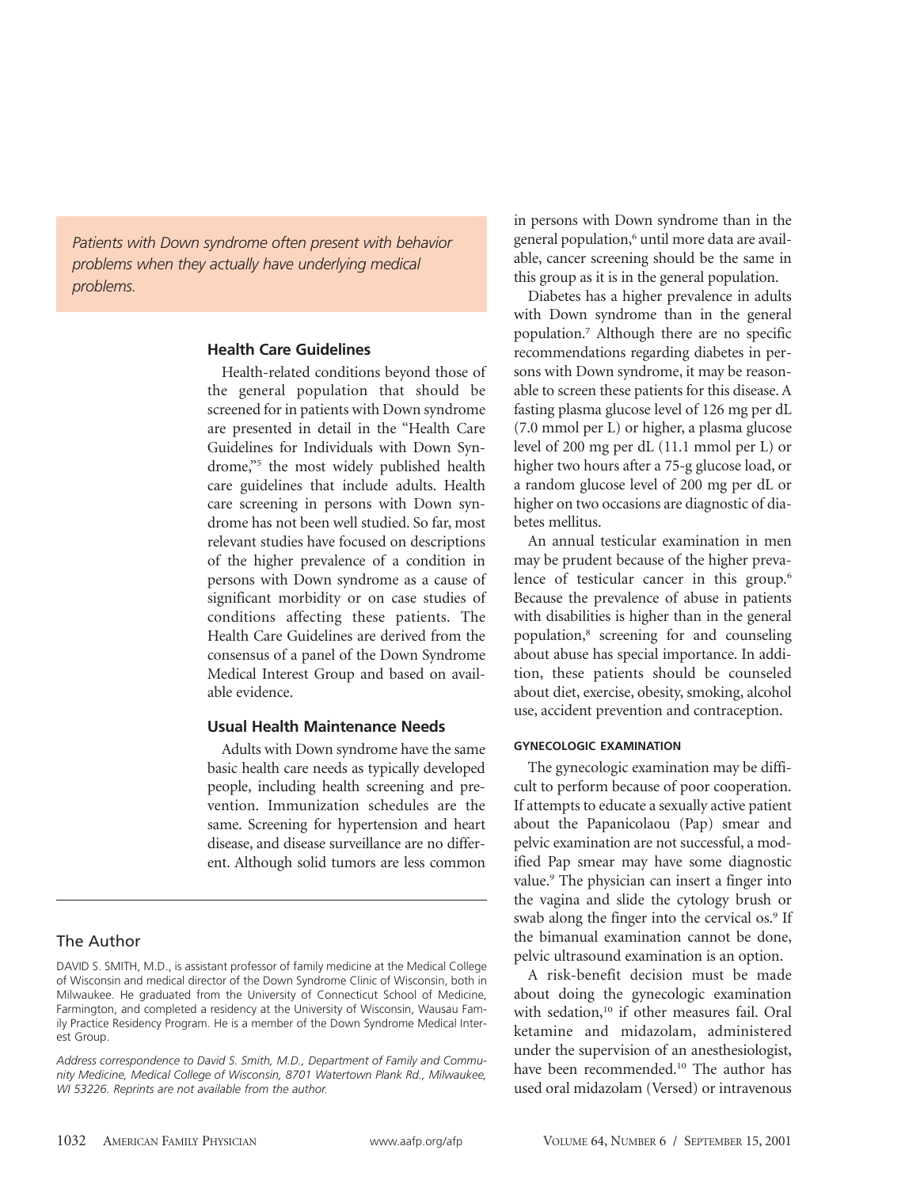*Patients with Down syndrome often present with behavior problems when they actually have underlying medical problems.*

## Health Care Guidelines

Health-related conditions beyond those of the general population that should be screened for in patients with Down syndrome are presented in detail in the "Health Care Guidelines for Individuals with Down Syndrome,"[5] the most widely published health care guidelines that include adults. Health care screening in persons with Down syndrome has not been well studied. So far, most relevant studies have focused on descriptions of the higher prevalence of a condition in persons with Down syndrome as a cause of significant morbidity or on case studies of conditions affecting these patients. The Health Care Guidelines are derived from the consensus of a panel of the Down Syndrome Medical Interest Group and based on available evidence.

## Usual Health Maintenance Needs

Adults with Down syndrome have the same basic health care needs as typically developed people, including health screening and prevention. Immunization schedules are the same. Screening for hypertension and heart disease, and disease surveillance are no different. Although solid tumors are less common in persons with Down syndrome than in the general population,[6] until more data are available, cancer screening should be the same in this group as it is in the general population.

Diabetes has a higher prevalence in adults with Down syndrome than in the general population.[7] Although there are no specific recommendations regarding diabetes in persons with Down syndrome, it may be reasonable to screen these patients for this disease. A fasting plasma glucose level of 126 mg per dL (7.0 mmol per L) or higher, a plasma glucose level of 200 mg per dL (11.1 mmol per L) or higher two hours after a 75-g glucose load, or a random glucose level of 200 mg per dL or higher on two occasions are diagnostic of diabetes mellitus.

An annual testicular examination in men may be prudent because of the higher prevalence of testicular cancer in this group.[6] Because the prevalence of abuse in patients with disabilities is higher than in the general population,[8] screening for and counseling about abuse has special importance. In addition, these patients should be counseled about diet, exercise, obesity, smoking, alcohol use, accident prevention and contraception.

### GYNECOLOGIC EXAMINATION

The gynecologic examination may be difficult to perform because of poor cooperation. If attempts to educate a sexually active patient about the Papanicolaou (Pap) smear and pelvic examination are not successful, a modified Pap smear may have some diagnostic value.[9] The physician can insert a finger into the vagina and slide the cytology brush or swab along the finger into the cervical os.[9] If the bimanual examination cannot be done, pelvic ultrasound examination is an option.

A risk-benefit decision must be made about doing the gynecologic examination with sedation,[10] if other measures fail. Oral ketamine and midazolam, administered under the supervision of an anesthesiologist, have been recommended.[10] The author has used oral midazolam (Versed) or intravenous

## The Author

DAVID S. SMITH, M.D., is assistant professor of family medicine at the Medical College of Wisconsin and medical director of the Down Syndrome Clinic of Wisconsin, both in Milwaukee. He graduated from the University of Connecticut School of Medicine, Farmington, and completed a residency at the University of Wisconsin, Wausau Family Practice Residency Program. He is a member of the Down Syndrome Medical Interest Group.

*Address correspondence to David S. Smith, M.D., Department of Family and Community Medicine, Medical College of Wisconsin, 8701 Watertown Plank Rd., Milwaukee, WI 53226. Reprints are not available from the author.*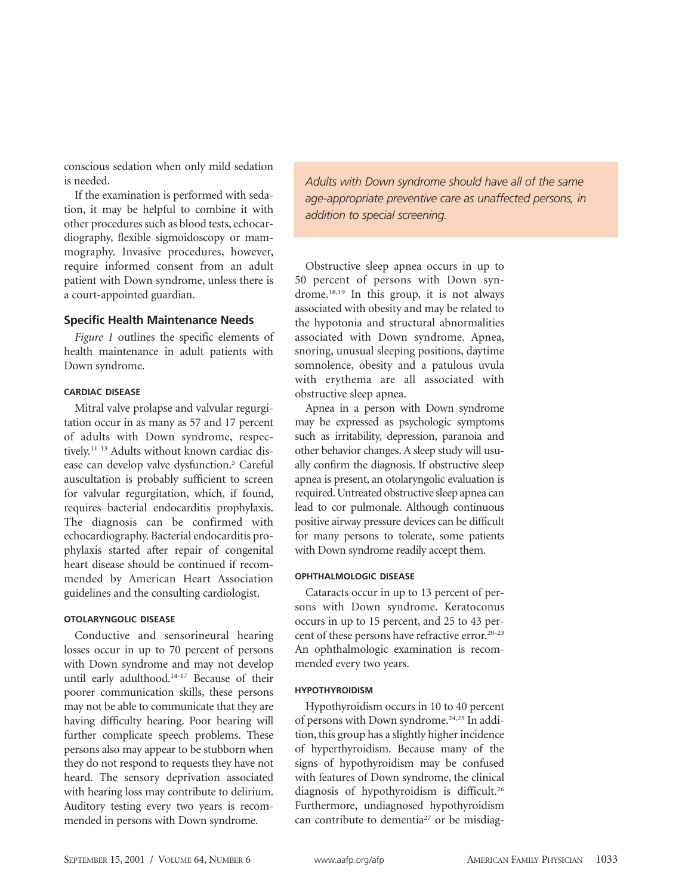conscious sedation when only mild sedation is needed.

If the examination is performed with sedation, it may be helpful to combine it with other procedures such as blood tests, echocardiography, flexible sigmoidoscopy or mammography. Invasive procedures, however, require informed consent from an adult patient with Down syndrome, unless there is a court-appointed guardian.

## Specific Health Maintenance Needs

*Figure 1* outlines the specific elements of health maintenance in adult patients with Down syndrome.

### CARDIAC DISEASE

Mitral valve prolapse and valvular regurgitation occur in as many as 57 and 17 percent of adults with Down syndrome, respectively.[11-13] Adults without known cardiac disease can develop valve dysfunction.[5] Careful auscultation is probably sufficient to screen for valvular regurgitation, which, if found, requires bacterial endocarditis prophylaxis. The diagnosis can be confirmed with echocardiography. Bacterial endocarditis prophylaxis started after repair of congenital heart disease should be continued if recommended by American Heart Association guidelines and the consulting cardiologist.

### OTOLARYNGOLIC DISEASE

Conductive and sensorineural hearing losses occur in up to 70 percent of persons with Down syndrome and may not develop until early adulthood.[14-17] Because of their poorer communication skills, these persons may not be able to communicate that they are having difficulty hearing. Poor hearing will further complicate speech problems. These persons also may appear to be stubborn when they do not respond to requests they have not heard. The sensory deprivation associated with hearing loss may contribute to delirium. Auditory testing every two years is recommended in persons with Down syndrome.

*Adults with Down syndrome should have all of the same age-appropriate preventive care as unaffected persons, in addition to special screening.*

Obstructive sleep apnea occurs in up to 50 percent of persons with Down syndrome.[18,19] In this group, it is not always associated with obesity and may be related to the hypotonia and structural abnormalities associated with Down syndrome. Apnea, snoring, unusual sleeping positions, daytime somnolence, obesity and a patulous uvula with erythema are all associated with obstructive sleep apnea.

Apnea in a person with Down syndrome may be expressed as psychologic symptoms such as irritability, depression, paranoia and other behavior changes. A sleep study will usually confirm the diagnosis. If obstructive sleep apnea is present, an otolaryngolic evaluation is required. Untreated obstructive sleep apnea can lead to cor pulmonale. Although continuous positive airway pressure devices can be difficult for many persons to tolerate, some patients with Down syndrome readily accept them.

### OPHTHALMOLOGIC DISEASE

Cataracts occur in up to 13 percent of persons with Down syndrome. Keratoconus occurs in up to 15 percent, and 25 to 43 percent of these persons have refractive error.[20-23] An ophthalmologic examination is recommended every two years.

### HYPOTHYROIDISM

Hypothyroidism occurs in 10 to 40 percent of persons with Down syndrome.[24,25] In addition, this group has a slightly higher incidence of hyperthyroidism. Because many of the signs of hypothyroidism may be confused with features of Down syndrome, the clinical diagnosis of hypothyroidism is difficult.[26] Furthermore, undiagnosed hypothyroidism can contribute to dementia[27] or be misdiag-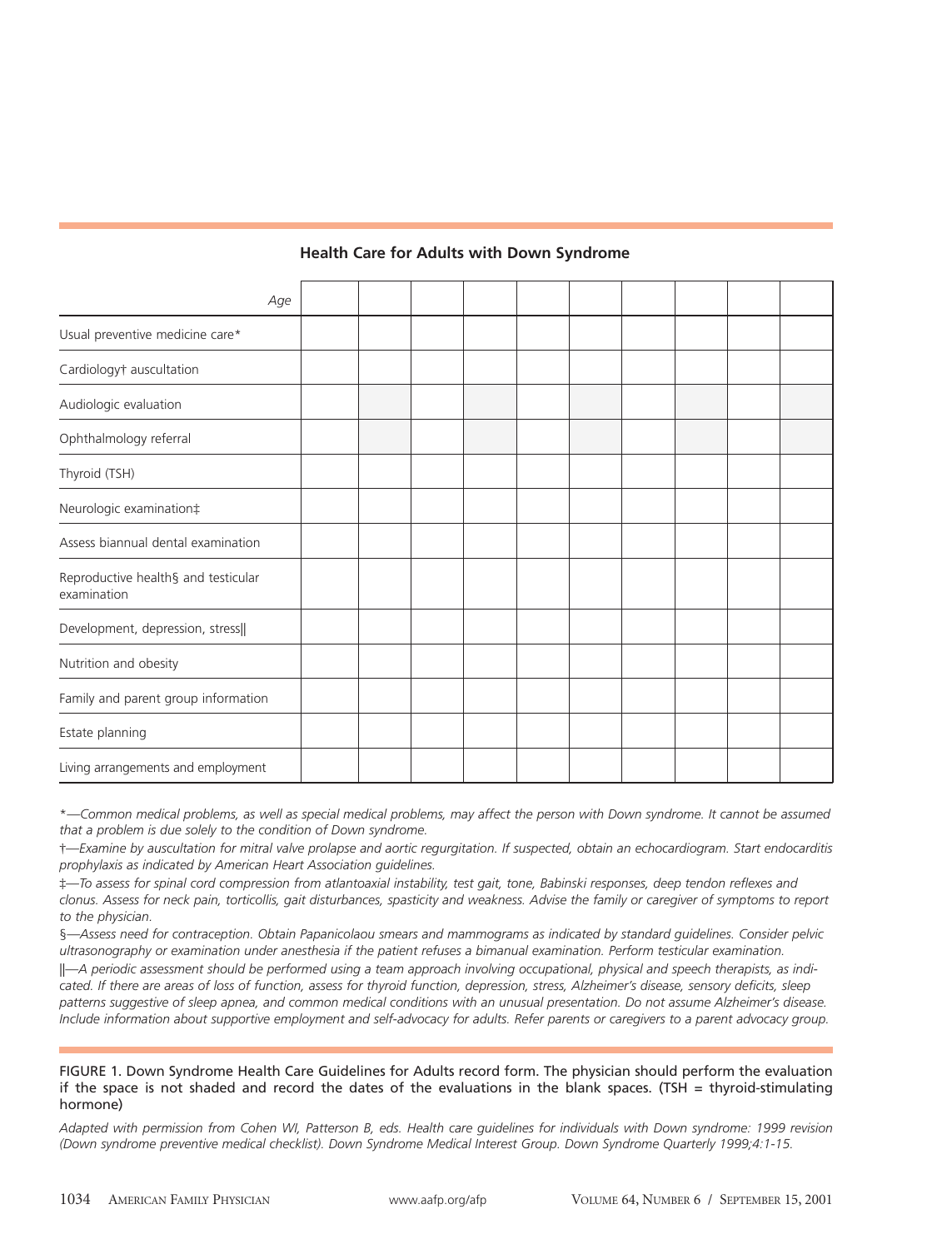## Health Care for Adults with Down Syndrome

| *Age* | | | | | | | | | | |
|---|---|---|---|---|---|---|---|---|---|---|
| Usual preventive medicine care* | | | | | | | | | | |
| Cardiology† auscultation | | | | | | | | | | |
| Audiologic evaluation | | | | | | | | | | |
| Ophthalmology referral | | | | | | | | | | |
| Thyroid (TSH) | | | | | | | | | | |
| Neurologic examination‡ | | | | | | | | | | |
| Assess biannual dental examination | | | | | | | | | | |
| Reproductive health§ and testicular examination | | | | | | | | | | |
| Development, depression, stress‖ | | | | | | | | | | |
| Nutrition and obesity | | | | | | | | | | |
| Family and parent group information | | | | | | | | | | |
| Estate planning | | | | | | | | | | |
| Living arrangements and employment | | | | | | | | | | |

*—Common medical problems, as well as special medical problems, may affect the person with Down syndrome. It cannot be assumed that a problem is due solely to the condition of Down syndrome.*

*†—Examine by auscultation for mitral valve prolapse and aortic regurgitation. If suspected, obtain an echocardiogram. Start endocarditis prophylaxis as indicated by American Heart Association guidelines.*

*‡—To assess for spinal cord compression from atlantoaxial instability, test gait, tone, Babinski responses, deep tendon reflexes and clonus. Assess for neck pain, torticollis, gait disturbances, spasticity and weakness. Advise the family or caregiver of symptoms to report to the physician.*

*§—Assess need for contraception. Obtain Papanicolaou smears and mammograms as indicated by standard guidelines. Consider pelvic ultrasonography or examination under anesthesia if the patient refuses a bimanual examination. Perform testicular examination.*

*‖—A periodic assessment should be performed using a team approach involving occupational, physical and speech therapists, as indicated. If there are areas of loss of function, assess for thyroid function, depression, stress, Alzheimer's disease, sensory deficits, sleep patterns suggestive of sleep apnea, and common medical conditions with an unusual presentation. Do not assume Alzheimer's disease. Include information about supportive employment and self-advocacy for adults. Refer parents or caregivers to a parent advocacy group.*

FIGURE 1. Down Syndrome Health Care Guidelines for Adults record form. The physician should perform the evaluation if the space is not shaded and record the dates of the evaluations in the blank spaces. (TSH = thyroid-stimulating hormone)

*Adapted with permission from Cohen WI, Patterson B, eds. Health care guidelines for individuals with Down syndrome: 1999 revision (Down syndrome preventive medical checklist). Down Syndrome Medical Interest Group. Down Syndrome Quarterly 1999;4:1-15.*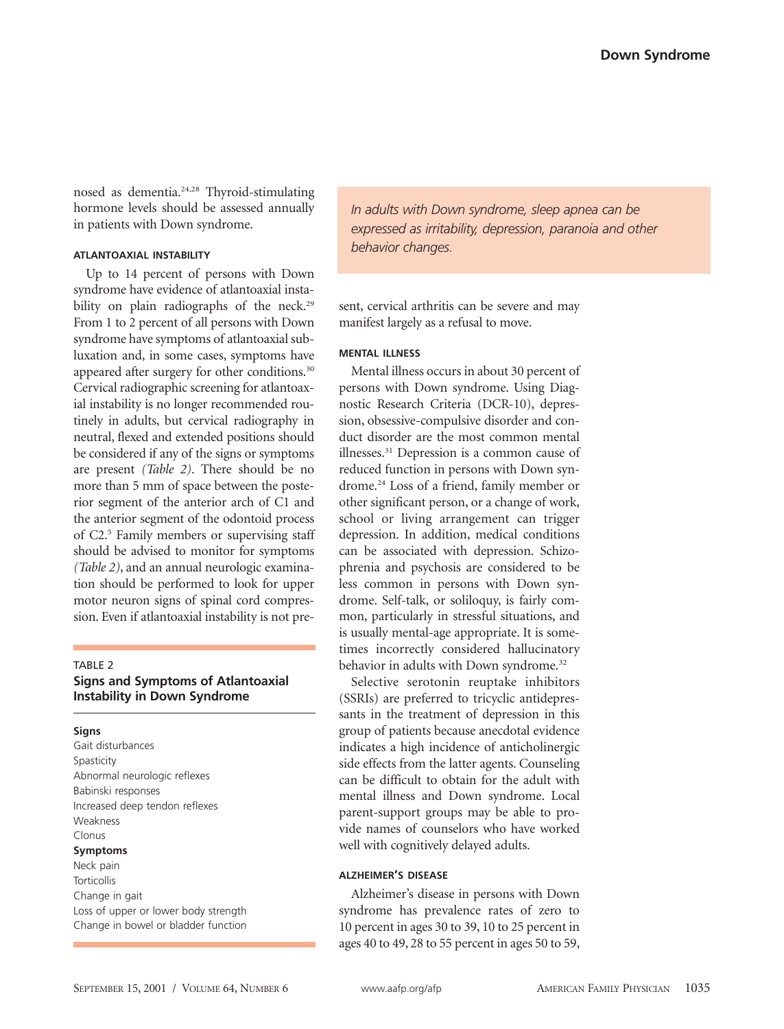nosed as dementia.[24,28] Thyroid-stimulating hormone levels should be assessed annually in patients with Down syndrome.

### ATLANTOAXIAL INSTABILITY

Up to 14 percent of persons with Down syndrome have evidence of atlantoaxial instability on plain radiographs of the neck.[29] From 1 to 2 percent of all persons with Down syndrome have symptoms of atlantoaxial subluxation and, in some cases, symptoms have appeared after surgery for other conditions.[30] Cervical radiographic screening for atlantoaxial instability is no longer recommended routinely in adults, but cervical radiography in neutral, flexed and extended positions should be considered if any of the signs or symptoms are present *(Table 2)*. There should be no more than 5 mm of space between the posterior segment of the anterior arch of C1 and the anterior segment of the odontoid process of C2.[5] Family members or supervising staff should be advised to monitor for symptoms *(Table 2)*, and an annual neurologic examination should be performed to look for upper motor neuron signs of spinal cord compression. Even if atlantoaxial instability is not present, cervical arthritis can be severe and may manifest largely as a refusal to move.

TABLE 2
**Signs and Symptoms of Atlantoaxial Instability in Down Syndrome**

**Signs**
- Gait disturbances
- Spasticity
- Abnormal neurologic reflexes
- Babinski responses
- Increased deep tendon reflexes
- Weakness
- Clonus

**Symptoms**
- Neck pain
- Torticollis
- Change in gait
- Loss of upper or lower body strength
- Change in bowel or bladder function

*In adults with Down syndrome, sleep apnea can be expressed as irritability, depression, paranoia and other behavior changes.*

### MENTAL ILLNESS

Mental illness occurs in about 30 percent of persons with Down syndrome. Using Diagnostic Research Criteria (DCR-10), depression, obsessive-compulsive disorder and conduct disorder are the most common mental illnesses.[31] Depression is a common cause of reduced function in persons with Down syndrome.[24] Loss of a friend, family member or other significant person, or a change of work, school or living arrangement can trigger depression. In addition, medical conditions can be associated with depression. Schizophrenia and psychosis are considered to be less common in persons with Down syndrome. Self-talk, or soliloquy, is fairly common, particularly in stressful situations, and is usually mental-age appropriate. It is sometimes incorrectly considered hallucinatory behavior in adults with Down syndrome.[32]

Selective serotonin reuptake inhibitors (SSRIs) are preferred to tricyclic antidepressants in the treatment of depression in this group of patients because anecdotal evidence indicates a high incidence of anticholinergic side effects from the latter agents. Counseling can be difficult to obtain for the adult with mental illness and Down syndrome. Local parent-support groups may be able to provide names of counselors who have worked well with cognitively delayed adults.

### ALZHEIMER'S DISEASE

Alzheimer's disease in persons with Down syndrome has prevalence rates of zero to 10 percent in ages 30 to 39, 10 to 25 percent in ages 40 to 49, 28 to 55 percent in ages 50 to 59,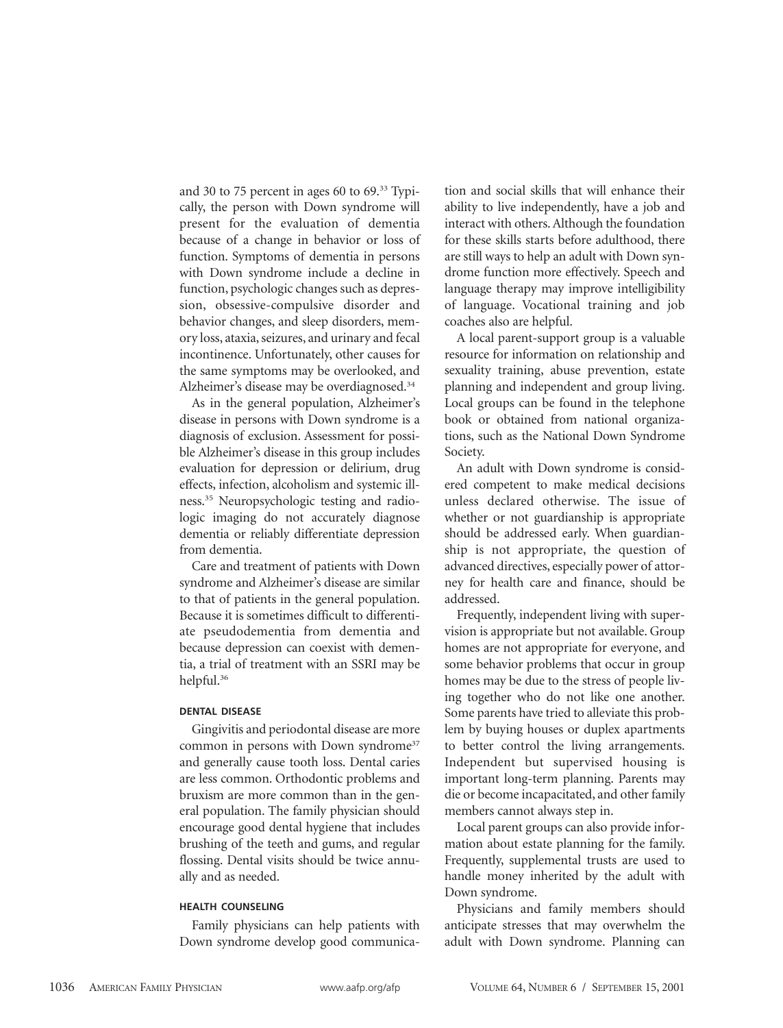and 30 to 75 percent in ages 60 to 69.[33] Typically, the person with Down syndrome will present for the evaluation of dementia because of a change in behavior or loss of function. Symptoms of dementia in persons with Down syndrome include a decline in function, psychologic changes such as depression, obsessive-compulsive disorder and behavior changes, and sleep disorders, memory loss, ataxia, seizures, and urinary and fecal incontinence. Unfortunately, other causes for the same symptoms may be overlooked, and Alzheimer's disease may be overdiagnosed.[34]

As in the general population, Alzheimer's disease in persons with Down syndrome is a diagnosis of exclusion. Assessment for possible Alzheimer's disease in this group includes evaluation for depression or delirium, drug effects, infection, alcoholism and systemic illness.[35] Neuropsychologic testing and radiologic imaging do not accurately diagnose dementia or reliably differentiate depression from dementia.

Care and treatment of patients with Down syndrome and Alzheimer's disease are similar to that of patients in the general population. Because it is sometimes difficult to differentiate pseudodementia from dementia and because depression can coexist with dementia, a trial of treatment with an SSRI may be helpful.[36]

#### DENTAL DISEASE

Gingivitis and periodontal disease are more common in persons with Down syndrome[37] and generally cause tooth loss. Dental caries are less common. Orthodontic problems and bruxism are more common than in the general population. The family physician should encourage good dental hygiene that includes brushing of the teeth and gums, and regular flossing. Dental visits should be twice annually and as needed.

#### HEALTH COUNSELING

Family physicians can help patients with Down syndrome develop good communication and social skills that will enhance their ability to live independently, have a job and interact with others. Although the foundation for these skills starts before adulthood, there are still ways to help an adult with Down syndrome function more effectively. Speech and language therapy may improve intelligibility of language. Vocational training and job coaches also are helpful.

A local parent-support group is a valuable resource for information on relationship and sexuality training, abuse prevention, estate planning and independent and group living. Local groups can be found in the telephone book or obtained from national organizations, such as the National Down Syndrome Society.

An adult with Down syndrome is considered competent to make medical decisions unless declared otherwise. The issue of whether or not guardianship is appropriate should be addressed early. When guardianship is not appropriate, the question of advanced directives, especially power of attorney for health care and finance, should be addressed.

Frequently, independent living with supervision is appropriate but not available. Group homes are not appropriate for everyone, and some behavior problems that occur in group homes may be due to the stress of people living together who do not like one another. Some parents have tried to alleviate this problem by buying houses or duplex apartments to better control the living arrangements. Independent but supervised housing is important long-term planning. Parents may die or become incapacitated, and other family members cannot always step in.

Local parent groups can also provide information about estate planning for the family. Frequently, supplemental trusts are used to handle money inherited by the adult with Down syndrome.

Physicians and family members should anticipate stresses that may overwhelm the adult with Down syndrome. Planning can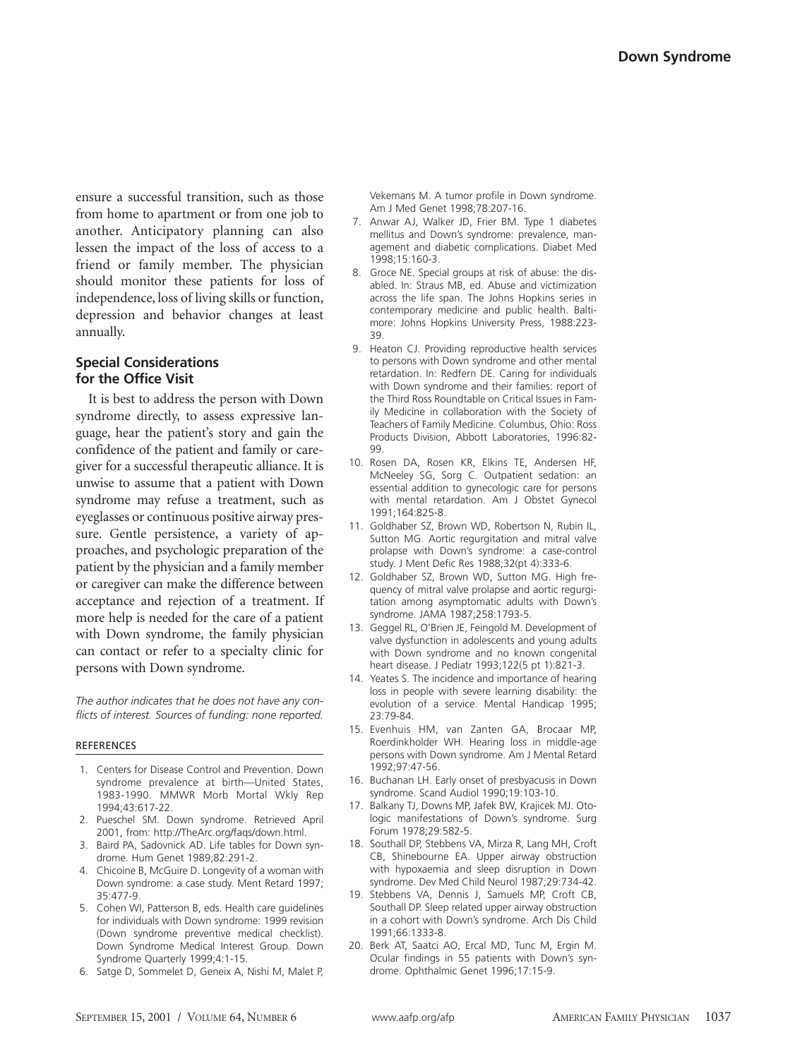ensure a successful transition, such as those from home to apartment or from one job to another. Anticipatory planning can also lessen the impact of the loss of access to a friend or family member. The physician should monitor these patients for loss of independence, loss of living skills or function, depression and behavior changes at least annually.

### Special Considerations for the Office Visit

It is best to address the person with Down syndrome directly, to assess expressive language, hear the patient's story and gain the confidence of the patient and family or caregiver for a successful therapeutic alliance. It is unwise to assume that a patient with Down syndrome may refuse a treatment, such as eyeglasses or continuous positive airway pressure. Gentle persistence, a variety of approaches, and psychologic preparation of the patient by the physician and a family member or caregiver can make the difference between acceptance and rejection of a treatment. If more help is needed for the care of a patient with Down syndrome, the family physician can contact or refer to a specialty clinic for persons with Down syndrome.

*The author indicates that he does not have any conflicts of interest. Sources of funding: none reported.*

#### REFERENCES

1. Centers for Disease Control and Prevention. Down syndrome prevalence at birth—United States, 1983-1990. MMWR Morb Mortal Wkly Rep 1994;43:617-22.
2. Pueschel SM. Down syndrome. Retrieved April 2001, from: http://TheArc.org/faqs/down.html.
3. Baird PA, Sadovnick AD. Life tables for Down syndrome. Hum Genet 1989;82:291-2.
4. Chicoine B, McGuire D. Longevity of a woman with Down syndrome: a case study. Ment Retard 1997;35:477-9.
5. Cohen WI, Patterson B, eds. Health care guidelines for individuals with Down syndrome: 1999 revision (Down syndrome preventive medical checklist). Down Syndrome Medical Interest Group. Down Syndrome Quarterly 1999;4:1-15.
6. Satge D, Sommelet D, Geneix A, Nishi M, Malet P, Vekemans M. A tumor profile in Down syndrome. Am J Med Genet 1998;78:207-16.
7. Anwar AJ, Walker JD, Frier BM. Type 1 diabetes mellitus and Down's syndrome: prevalence, management and diabetic complications. Diabet Med 1998;15:160-3.
8. Groce NE. Special groups at risk of abuse: the disabled. In: Straus MB, ed. Abuse and victimization across the life span. The Johns Hopkins series in contemporary medicine and public health. Baltimore: Johns Hopkins University Press, 1988:223-39.
9. Heaton CJ. Providing reproductive health services to persons with Down syndrome and other mental retardation. In: Redfern DE. Caring for individuals with Down syndrome and their families: report of the Third Ross Roundtable on Critical Issues in Family Medicine in collaboration with the Society of Teachers of Family Medicine. Columbus, Ohio: Ross Products Division, Abbott Laboratories, 1996:82-99.
10. Rosen DA, Rosen KR, Elkins TE, Andersen HF, McNeeley SG, Sorg C. Outpatient sedation: an essential addition to gynecologic care for persons with mental retardation. Am J Obstet Gynecol 1991;164:825-8.
11. Goldhaber SZ, Brown WD, Robertson N, Rubin IL, Sutton MG. Aortic regurgitation and mitral valve prolapse with Down's syndrome: a case-control study. J Ment Defic Res 1988;32(pt 4):333-6.
12. Goldhaber SZ, Brown WD, Sutton MG. High frequency of mitral valve prolapse and aortic regurgitation among asymptomatic adults with Down's syndrome. JAMA 1987;258:1793-5.
13. Geggel RL, O'Brien JE, Feingold M. Development of valve dysfunction in adolescents and young adults with Down syndrome and no known congenital heart disease. J Pediatr 1993;122(5 pt 1):821-3.
14. Yeates S. The incidence and importance of hearing loss in people with severe learning disability: the evolution of a service. Mental Handicap 1995;23:79-84.
15. Evenhuis HM, van Zanten GA, Brocaar MP, Roerdinkholder WH. Hearing loss in middle-age persons with Down syndrome. Am J Mental Retard 1992;97:47-56.
16. Buchanan LH. Early onset of presbyacusis in Down syndrome. Scand Audiol 1990;19:103-10.
17. Balkany TJ, Downs MP, Jafek BW, Krajicek MJ. Otologic manifestations of Down's syndrome. Surg Forum 1978;29:582-5.
18. Southall DP, Stebbens VA, Mirza R, Lang MH, Croft CB, Shinebourne EA. Upper airway obstruction with hypoxaemia and sleep disruption in Down syndrome. Dev Med Child Neurol 1987;29:734-42.
19. Stebbens VA, Dennis J, Samuels MP, Croft CB, Southall DP. Sleep related upper airway obstruction in a cohort with Down's syndrome. Arch Dis Child 1991;66:1333-8.
20. Berk AT, Saatci AO, Ercal MD, Tunc M, Ergin M. Ocular findings in 55 patients with Down's syndrome. Ophthalmic Genet 1996;17:15-9.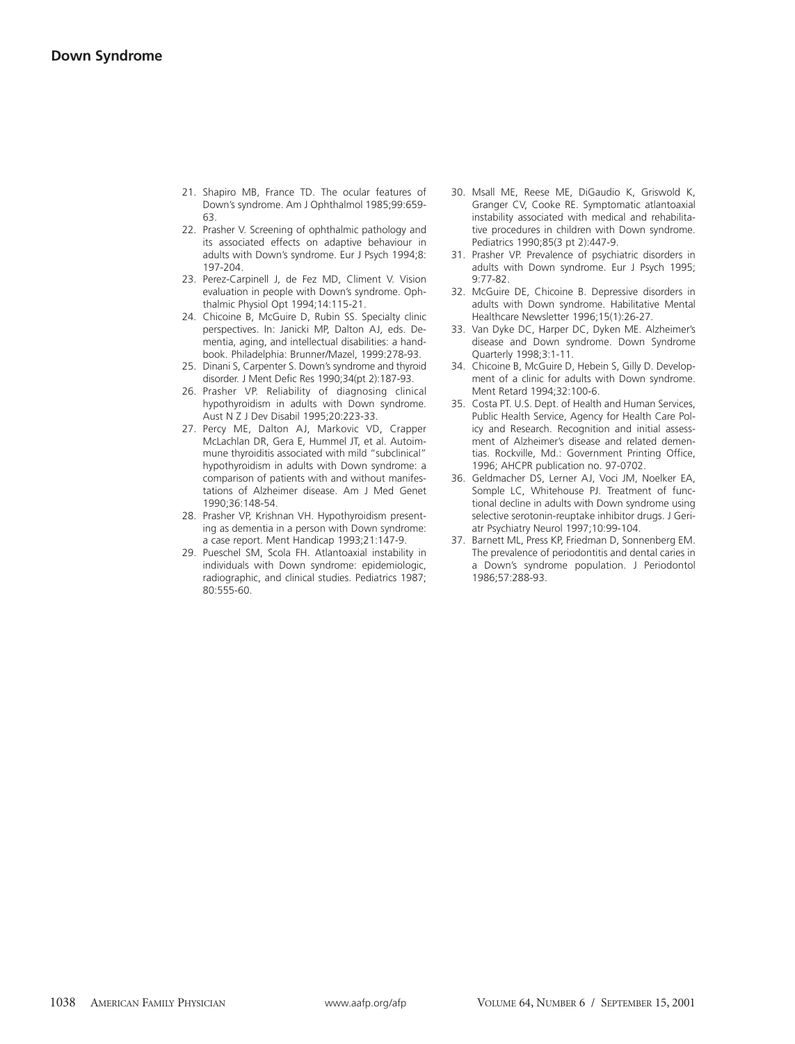21. Shapiro MB, France TD. The ocular features of Down's syndrome. Am J Ophthalmol 1985;99:659-63.
22. Prasher V. Screening of ophthalmic pathology and its associated effects on adaptive behaviour in adults with Down's syndrome. Eur J Psych 1994;8:197-204.
23. Perez-Carpinell J, de Fez MD, Climent V. Vision evaluation in people with Down's syndrome. Ophthalmic Physiol Opt 1994;14:115-21.
24. Chicoine B, McGuire D, Rubin SS. Specialty clinic perspectives. In: Janicki MP, Dalton AJ, eds. Dementia, aging, and intellectual disabilities: a handbook. Philadelphia: Brunner/Mazel, 1999:278-93.
25. Dinani S, Carpenter S. Down's syndrome and thyroid disorder. J Ment Defic Res 1990;34(pt 2):187-93.
26. Prasher VP. Reliability of diagnosing clinical hypothyroidism in adults with Down syndrome. Aust N Z J Dev Disabil 1995;20:223-33.
27. Percy ME, Dalton AJ, Markovic VD, Crapper McLachlan DR, Gera E, Hummel JT, et al. Autoimmune thyroiditis associated with mild "subclinical" hypothyroidism in adults with Down syndrome: a comparison of patients with and without manifestations of Alzheimer disease. Am J Med Genet 1990;36:148-54.
28. Prasher VP, Krishnan VH. Hypothyroidism presenting as dementia in a person with Down syndrome: a case report. Ment Handicap 1993;21:147-9.
29. Pueschel SM, Scola FH. Atlantoaxial instability in individuals with Down syndrome: epidemiologic, radiographic, and clinical studies. Pediatrics 1987;80:555-60.
30. Msall ME, Reese ME, DiGaudio K, Griswold K, Granger CV, Cooke RE. Symptomatic atlantoaxial instability associated with medical and rehabilitative procedures in children with Down syndrome. Pediatrics 1990;85(3 pt 2):447-9.
31. Prasher VP. Prevalence of psychiatric disorders in adults with Down syndrome. Eur J Psych 1995;9:77-82.
32. McGuire DE, Chicoine B. Depressive disorders in adults with Down syndrome. Habilitative Mental Healthcare Newsletter 1996;15(1):26-27.
33. Van Dyke DC, Harper DC, Dyken ME. Alzheimer's disease and Down syndrome. Down Syndrome Quarterly 1998;3:1-11.
34. Chicoine B, McGuire D, Hebein S, Gilly D. Development of a clinic for adults with Down syndrome. Ment Retard 1994;32:100-6.
35. Costa PT. U.S. Dept. of Health and Human Services, Public Health Service, Agency for Health Care Policy and Research. Recognition and initial assessment of Alzheimer's disease and related dementias. Rockville, Md.: Government Printing Office, 1996; AHCPR publication no. 97-0702.
36. Geldmacher DS, Lerner AJ, Voci JM, Noelker EA, Somple LC, Whitehouse PJ. Treatment of functional decline in adults with Down syndrome using selective serotonin-reuptake inhibitor drugs. J Geriatr Psychiatry Neurol 1997;10:99-104.
37. Barnett ML, Press KP, Friedman D, Sonnenberg EM. The prevalence of periodontitis and dental caries in a Down's syndrome population. J Periodontol 1986;57:288-93.